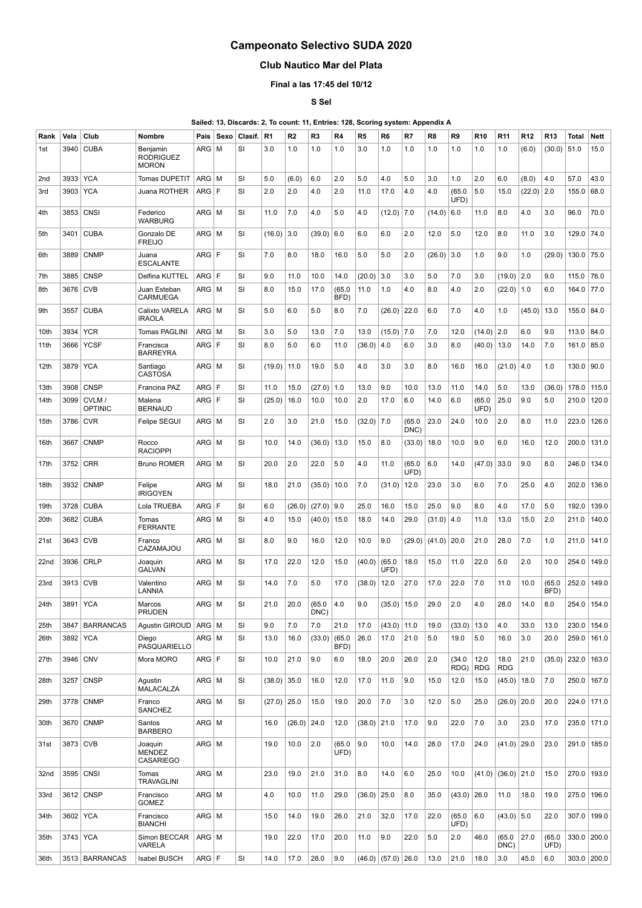# Campeonato Selectivo SUDA 2020

## Club Nautico Mar del Plata

### Final a las 17:45 del 10/12

### S Sel

**Sailed: 13, Discards: 2, To count: 11, Entries: 128, Scoring system: Appendix A**

| Rank | Vela | Club | Nombre | Pais | Sexo | Clasif. | R1 | R2 | R3 | R4 | R5 | R6 | R7 | R8 | R9 | R10 | R11 | R12 | R13 | Total | Nett |
|---|---|---|---|---|---|---|---|---|---|---|---|---|---|---|---|---|---|---|---|---|---|
| 1st | 3940 | CUBA | Benjamin RODRIGUEZ MORON | ARG | M | SI | 3.0 | 1.0 | 1.0 | 1.0 | 3.0 | 1.0 | 1.0 | 1.0 | 1.0 | 1.0 | 1.0 | (6.0) | (30.0) | 51.0 | 15.0 |
| 2nd | 3933 | YCA | Tomas DUPETIT | ARG | M | SI | 5.0 | (6.0) | 6.0 | 2.0 | 5.0 | 4.0 | 5.0 | 3.0 | 1.0 | 2.0 | 6.0 | (8.0) | 4.0 | 57.0 | 43.0 |
| 3rd | 3903 | YCA | Juana ROTHER | ARG | F | SI | 2.0 | 2.0 | 4.0 | 2.0 | 11.0 | 17.0 | 4.0 | 4.0 | (65.0 UFD) | 5.0 | 15.0 | (22.0) | 2.0 | 155.0 | 68.0 |
| 4th | 3853 | CNSI | Federico WARBURG | ARG | M | SI | 11.0 | 7.0 | 4.0 | 5.0 | 4.0 | (12.0) | 7.0 | (14.0) | 6.0 | 11.0 | 8.0 | 4.0 | 3.0 | 96.0 | 70.0 |
| 5th | 3401 | CUBA | Gonzalo DE FREIJO | ARG | M | SI | (16.0) | 3.0 | (39.0) | 6.0 | 6.0 | 6.0 | 2.0 | 12.0 | 5.0 | 12.0 | 8.0 | 11.0 | 3.0 | 129.0 | 74.0 |
| 6th | 3889 | CNMP | Juana ESCALANTE | ARG | F | SI | 7.0 | 8.0 | 18.0 | 16.0 | 5.0 | 5.0 | 2.0 | (26.0) | 3.0 | 1.0 | 9.0 | 1.0 | (29.0) | 130.0 | 75.0 |
| 7th | 3885 | CNSP | Delfina KUTTEL | ARG | F | SI | 9.0 | 11.0 | 10.0 | 14.0 | (20.0) | 3.0 | 3.0 | 5.0 | 7.0 | 3.0 | (19.0) | 2.0 | 9.0 | 115.0 | 76.0 |
| 8th | 3676 | CVB | Juan Esteban CARMUEGA | ARG | M | SI | 8.0 | 15.0 | 17.0 | (65.0 BFD) | 11.0 | 1.0 | 4.0 | 8.0 | 4.0 | 2.0 | (22.0) | 1.0 | 6.0 | 164.0 | 77.0 |
| 9th | 3557 | CUBA | Calixto VARELA IRAOLA | ARG | M | SI | 5.0 | 6.0 | 5.0 | 8.0 | 7.0 | (26.0) | 22.0 | 6.0 | 7.0 | 4.0 | 1.0 | (45.0) | 13.0 | 155.0 | 84.0 |
| 10th | 3934 | YCR | Tomas PAGLINI | ARG | M | SI | 3.0 | 5.0 | 13.0 | 7.0 | 13.0 | (15.0) | 7.0 | 7.0 | 12.0 | (14.0) | 2.0 | 6.0 | 9.0 | 113.0 | 84.0 |
| 11th | 3666 | YCSF | Francisca BARREYRA | ARG | F | SI | 8.0 | 5.0 | 6.0 | 11.0 | (36.0) | 4.0 | 6.0 | 3.0 | 8.0 | (40.0) | 13.0 | 14.0 | 7.0 | 161.0 | 85.0 |
| 12th | 3879 | YCA | Santiago CASTOSA | ARG | M | SI | (19.0) | 11.0 | 19.0 | 5.0 | 4.0 | 3.0 | 3.0 | 8.0 | 16.0 | 16.0 | (21.0) | 4.0 | 1.0 | 130.0 | 90.0 |
| 13th | 3908 | CNSP | Francina PAZ | ARG | F | SI | 11.0 | 15.0 | (27.0) | 1.0 | 13.0 | 9.0 | 10.0 | 13.0 | 11.0 | 14.0 | 5.0 | 13.0 | (36.0) | 178.0 | 115.0 |
| 14th | 3099 | CVLM / OPTINIC | Malena BERNAUD | ARG | F | SI | (25.0) | 16.0 | 10.0 | 10.0 | 2.0 | 17.0 | 6.0 | 14.0 | 6.0 | (65.0 UFD) | 25.0 | 9.0 | 5.0 | 210.0 | 120.0 |
| 15th | 3786 | CVR | Felipe SEGUI | ARG | M | SI | 2.0 | 3.0 | 21.0 | 15.0 | (32.0) | 7.0 | (65.0 DNC) | 23.0 | 24.0 | 10.0 | 2.0 | 8.0 | 11.0 | 223.0 | 126.0 |
| 16th | 3667 | CNMP | Rocco RACIOPPI | ARG | M | SI | 10.0 | 14.0 | (36.0) | 13.0 | 15.0 | 8.0 | (33.0) | 18.0 | 10.0 | 9.0 | 6.0 | 16.0 | 12.0 | 200.0 | 131.0 |
| 17th | 3752 | CRR | Bruno ROMER | ARG | M | SI | 20.0 | 2.0 | 22.0 | 5.0 | 4.0 | 11.0 | (65.0 UFD) | 6.0 | 14.0 | (47.0) | 33.0 | 9.0 | 8.0 | 246.0 | 134.0 |
| 18th | 3932 | CNMP | Felipe IRIGOYEN | ARG | M | SI | 18.0 | 21.0 | (35.0) | 10.0 | 7.0 | (31.0) | 12.0 | 23.0 | 3.0 | 6.0 | 7.0 | 25.0 | 4.0 | 202.0 | 136.0 |
| 19th | 3728 | CUBA | Lola TRUEBA | ARG | F | SI | 6.0 | (26.0) | (27.0) | 9.0 | 25.0 | 16.0 | 15.0 | 25.0 | 9.0 | 8.0 | 4.0 | 17.0 | 5.0 | 192.0 | 139.0 |
| 20th | 3682 | CUBA | Tomas FERRANTE | ARG | M | SI | 4.0 | 15.0 | (40.0) | 15.0 | 18.0 | 14.0 | 29.0 | (31.0) | 4.0 | 11.0 | 13.0 | 15.0 | 2.0 | 211.0 | 140.0 |
| 21st | 3643 | CVB | Franco CAZAMAJOU | ARG | M | SI | 8.0 | 9.0 | 16.0 | 12.0 | 10.0 | 9.0 | (29.0) | (41.0) | 20.0 | 21.0 | 28.0 | 7.0 | 1.0 | 211.0 | 141.0 |
| 22nd | 3936 | CRLP | Joaquin GALVAN | ARG | M | SI | 17.0 | 22.0 | 12.0 | 15.0 | (40.0) | (65.0 UFD) | 18.0 | 15.0 | 11.0 | 22.0 | 5.0 | 2.0 | 10.0 | 254.0 | 149.0 |
| 23rd | 3913 | CVB | Valentino LANNIA | ARG | M | SI | 14.0 | 7.0 | 5.0 | 17.0 | (38.0) | 12.0 | 27.0 | 17.0 | 22.0 | 7.0 | 11.0 | 10.0 | (65.0 BFD) | 252.0 | 149.0 |
| 24th | 3891 | YCA | Marcos PRUDEN | ARG | M | SI | 21.0 | 20.0 | (65.0 DNC) | 4.0 | 9.0 | (35.0) | 15.0 | 29.0 | 2.0 | 4.0 | 28.0 | 14.0 | 8.0 | 254.0 | 154.0 |
| 25th | 3847 | BARRANCAS | Agustin GIROUD | ARG | M | SI | 9.0 | 7.0 | 7.0 | 21.0 | 17.0 | (43.0) | 11.0 | 19.0 | (33.0) | 13.0 | 4.0 | 33.0 | 13.0 | 230.0 | 154.0 |
| 26th | 3892 | YCA | Diego PASQUARIELLO | ARG | M | SI | 13.0 | 16.0 | (33.0) | (65.0 BFD) | 26.0 | 17.0 | 21.0 | 5.0 | 19.0 | 5.0 | 16.0 | 3.0 | 20.0 | 259.0 | 161.0 |
| 27th | 3946 | CNV | Mora MORO | ARG | F | SI | 10.0 | 21.0 | 9.0 | 6.0 | 18.0 | 20.0 | 26.0 | 2.0 | (34.0 RDG) | 12.0 RDG | 18.0 RDG | 21.0 | (35.0) | 232.0 | 163.0 |
| 28th | 3257 | CNSP | Agustin MALACALZA | ARG | M | SI | (38.0) | 35.0 | 16.0 | 12.0 | 17.0 | 11.0 | 9.0 | 15.0 | 12.0 | 15.0 | (45.0) | 18.0 | 7.0 | 250.0 | 167.0 |
| 29th | 3778 | CNMP | Franco SANCHEZ | ARG | M | SI | (27.0) | 25.0 | 15.0 | 19.0 | 20.0 | 7.0 | 3.0 | 12.0 | 5.0 | 25.0 | (26.0) | 20.0 | 20.0 | 224.0 | 171.0 |
| 30th | 3670 | CNMP | Santos BARBERO | ARG | M | | 16.0 | (26.0) | 24.0 | 12.0 | (38.0) | 21.0 | 17.0 | 9.0 | 22.0 | 7.0 | 3.0 | 23.0 | 17.0 | 235.0 | 171.0 |
| 31st | 3873 | CVB | Joaquin MENDEZ CASARIEGO | ARG | M | | 19.0 | 10.0 | 2.0 | (65.0 UFD) | 9.0 | 10.0 | 14.0 | 28.0 | 17.0 | 24.0 | (41.0) | 29.0 | 23.0 | 291.0 | 185.0 |
| 32nd | 3595 | CNSI | Tomas TRAVAGLINI | ARG | M | | 23.0 | 19.0 | 21.0 | 31.0 | 8.0 | 14.0 | 6.0 | 25.0 | 10.0 | (41.0) | (36.0) | 21.0 | 15.0 | 270.0 | 193.0 |
| 33rd | 3612 | CNSP | Francisco GOMEZ | ARG | M | | 4.0 | 10.0 | 11.0 | 29.0 | (36.0) | 25.0 | 8.0 | 35.0 | (43.0) | 26.0 | 11.0 | 18.0 | 19.0 | 275.0 | 196.0 |
| 34th | 3602 | YCA | Francisco BIANCHI | ARG | M | | 15.0 | 14.0 | 19.0 | 26.0 | 21.0 | 32.0 | 17.0 | 22.0 | (65.0 UFD) | 6.0 | (43.0) | 5.0 | 22.0 | 307.0 | 199.0 |
| 35th | 3743 | YCA | Simon BECCAR VARELA | ARG | M | | 19.0 | 22.0 | 17.0 | 20.0 | 11.0 | 9.0 | 22.0 | 5.0 | 2.0 | 46.0 | (65.0 DNC) | 27.0 | (65.0 UFD) | 330.0 | 200.0 |
| 36th | 3513 | BARRANCAS | Isabel BUSCH | ARG | F | SI | 14.0 | 17.0 | 28.0 | 9.0 | (46.0) | (57.0) | 26.0 | 13.0 | 21.0 | 18.0 | 3.0 | 45.0 | 6.0 | 303.0 | 200.0 |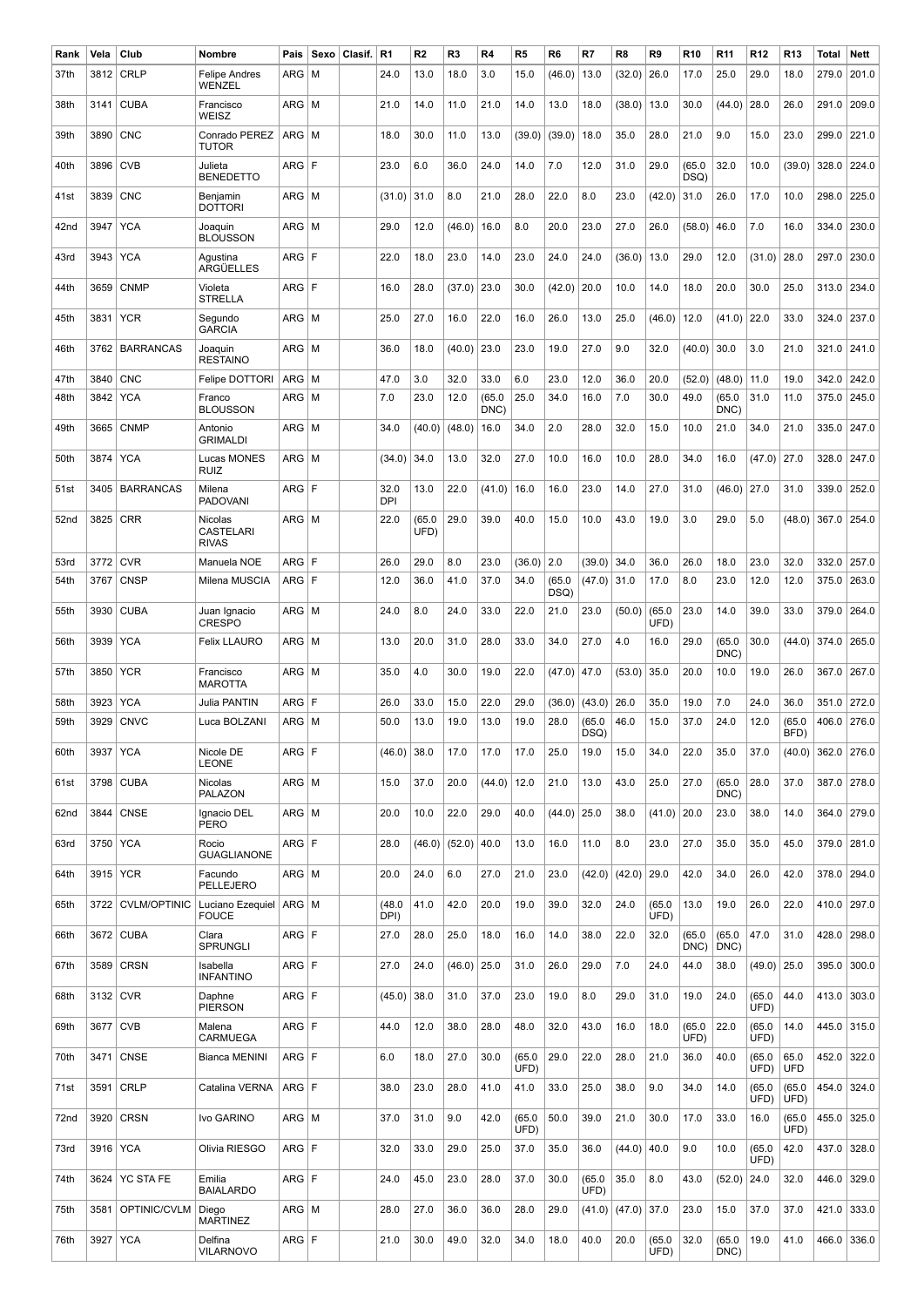| Rank | Vela | Club | Nombre | Pais | Sexo | Clasif. | R1 | R2 | R3 | R4 | R5 | R6 | R7 | R8 | R9 | R10 | R11 | R12 | R13 | Total | Nett |
|---|---|---|---|---|---|---|---|---|---|---|---|---|---|---|---|---|---|---|---|---|---|
| 37th | 3812 | CRLP | Felipe Andres WENZEL | ARG | M | | 24.0 | 13.0 | 18.0 | 3.0 | 15.0 | (46.0) | 13.0 | (32.0) | 26.0 | 17.0 | 25.0 | 29.0 | 18.0 | 279.0 | 201.0 |
| 38th | 3141 | CUBA | Francisco WEISZ | ARG | M | | 21.0 | 14.0 | 11.0 | 21.0 | 14.0 | 13.0 | 18.0 | (38.0) | 13.0 | 30.0 | (44.0) | 28.0 | 26.0 | 291.0 | 209.0 |
| 39th | 3890 | CNC | Conrado PEREZ TUTOR | ARG | M | | 18.0 | 30.0 | 11.0 | 13.0 | (39.0) | (39.0) | 18.0 | 35.0 | 28.0 | 21.0 | 9.0 | 15.0 | 23.0 | 299.0 | 221.0 |
| 40th | 3896 | CVB | Julieta BENEDETTO | ARG | F | | 23.0 | 6.0 | 36.0 | 24.0 | 14.0 | 7.0 | 12.0 | 31.0 | 29.0 | (65.0 DSQ) | 32.0 | 10.0 | (39.0) | 328.0 | 224.0 |
| 41st | 3839 | CNC | Benjamin DOTTORI | ARG | M | | (31.0) | 31.0 | 8.0 | 21.0 | 28.0 | 22.0 | 8.0 | 23.0 | (42.0) | 31.0 | 26.0 | 17.0 | 10.0 | 298.0 | 225.0 |
| 42nd | 3947 | YCA | Joaquin BLOUSSON | ARG | M | | 29.0 | 12.0 | (46.0) | 16.0 | 8.0 | 20.0 | 23.0 | 27.0 | 26.0 | (58.0) | 46.0 | 7.0 | 16.0 | 334.0 | 230.0 |
| 43rd | 3943 | YCA | Agustina ARGÜELLES | ARG | F | | 22.0 | 18.0 | 23.0 | 14.0 | 23.0 | 24.0 | 24.0 | (36.0) | 13.0 | 29.0 | 12.0 | (31.0) | 28.0 | 297.0 | 230.0 |
| 44th | 3659 | CNMP | Violeta STRELLA | ARG | F | | 16.0 | 28.0 | (37.0) | 23.0 | 30.0 | (42.0) | 20.0 | 10.0 | 14.0 | 18.0 | 20.0 | 30.0 | 25.0 | 313.0 | 234.0 |
| 45th | 3831 | YCR | Segundo GARCIA | ARG | M | | 25.0 | 27.0 | 16.0 | 22.0 | 16.0 | 26.0 | 13.0 | 25.0 | (46.0) | 12.0 | (41.0) | 22.0 | 33.0 | 324.0 | 237.0 |
| 46th | 3762 | BARRANCAS | Joaquin RESTAINO | ARG | M | | 36.0 | 18.0 | (40.0) | 23.0 | 23.0 | 19.0 | 27.0 | 9.0 | 32.0 | (40.0) | 30.0 | 3.0 | 21.0 | 321.0 | 241.0 |
| 47th | 3840 | CNC | Felipe DOTTORI | ARG | M | | 47.0 | 3.0 | 32.0 | 33.0 | 6.0 | 23.0 | 12.0 | 36.0 | 20.0 | (52.0) | (48.0) | 11.0 | 19.0 | 342.0 | 242.0 |
| 48th | 3842 | YCA | Franco BLOUSSON | ARG | M | | 7.0 | 23.0 | 12.0 | (65.0 DNC) | 25.0 | 34.0 | 16.0 | 7.0 | 30.0 | 49.0 | (65.0 DNC) | 31.0 | 11.0 | 375.0 | 245.0 |
| 49th | 3665 | CNMP | Antonio GRIMALDI | ARG | M | | 34.0 | (40.0) | (48.0) | 16.0 | 34.0 | 2.0 | 28.0 | 32.0 | 15.0 | 10.0 | 21.0 | 34.0 | 21.0 | 335.0 | 247.0 |
| 50th | 3874 | YCA | Lucas MONES RUIZ | ARG | M | | (34.0) | 34.0 | 13.0 | 32.0 | 27.0 | 10.0 | 16.0 | 10.0 | 28.0 | 34.0 | 16.0 | (47.0) | 27.0 | 328.0 | 247.0 |
| 51st | 3405 | BARRANCAS | Milena PADOVANI | ARG | F | | 32.0 DPI | 13.0 | 22.0 | (41.0) | 16.0 | 16.0 | 23.0 | 14.0 | 27.0 | 31.0 | (46.0) | 27.0 | 31.0 | 339.0 | 252.0 |
| 52nd | 3825 | CRR | Nicolas CASTELARI RIVAS | ARG | M | | 22.0 | (65.0 UFD) | 29.0 | 39.0 | 40.0 | 15.0 | 10.0 | 43.0 | 19.0 | 3.0 | 29.0 | 5.0 | (48.0) | 367.0 | 254.0 |
| 53rd | 3772 | CVR | Manuela NOE | ARG | F | | 26.0 | 29.0 | 8.0 | 23.0 | (36.0) | 2.0 | (39.0) | 34.0 | 36.0 | 26.0 | 18.0 | 23.0 | 32.0 | 332.0 | 257.0 |
| 54th | 3767 | CNSP | Milena MUSCIA | ARG | F | | 12.0 | 36.0 | 41.0 | 37.0 | 34.0 | (65.0 DSQ) | (47.0) | 31.0 | 17.0 | 8.0 | 23.0 | 12.0 | 12.0 | 375.0 | 263.0 |
| 55th | 3930 | CUBA | Juan Ignacio CRESPO | ARG | M | | 24.0 | 8.0 | 24.0 | 33.0 | 22.0 | 21.0 | 23.0 | (50.0) | (65.0 UFD) | 23.0 | 14.0 | 39.0 | 33.0 | 379.0 | 264.0 |
| 56th | 3939 | YCA | Felix LLAURO | ARG | M | | 13.0 | 20.0 | 31.0 | 28.0 | 33.0 | 34.0 | 27.0 | 4.0 | 16.0 | 29.0 | (65.0 DNC) | 30.0 | (44.0) | 374.0 | 265.0 |
| 57th | 3850 | YCR | Francisco MAROTTA | ARG | M | | 35.0 | 4.0 | 30.0 | 19.0 | 22.0 | (47.0) | 47.0 | (53.0) | 35.0 | 20.0 | 10.0 | 19.0 | 26.0 | 367.0 | 267.0 |
| 58th | 3923 | YCA | Julia PANTIN | ARG | F | | 26.0 | 33.0 | 15.0 | 22.0 | 29.0 | (36.0) | (43.0) | 26.0 | 35.0 | 19.0 | 7.0 | 24.0 | 36.0 | 351.0 | 272.0 |
| 59th | 3929 | CNVC | Luca BOLZANI | ARG | M | | 50.0 | 13.0 | 19.0 | 13.0 | 19.0 | 28.0 | (65.0 DSQ) | 46.0 | 15.0 | 37.0 | 24.0 | 12.0 | (65.0 BFD) | 406.0 | 276.0 |
| 60th | 3937 | YCA | Nicole DE LEONE | ARG | F | | (46.0) | 38.0 | 17.0 | 17.0 | 17.0 | 25.0 | 19.0 | 15.0 | 34.0 | 22.0 | 35.0 | 37.0 | (40.0) | 362.0 | 276.0 |
| 61st | 3798 | CUBA | Nicolas PALAZON | ARG | M | | 15.0 | 37.0 | 20.0 | (44.0) | 12.0 | 21.0 | 13.0 | 43.0 | 25.0 | 27.0 | (65.0 DNC) | 28.0 | 37.0 | 387.0 | 278.0 |
| 62nd | 3844 | CNSE | Ignacio DEL PERO | ARG | M | | 20.0 | 10.0 | 22.0 | 29.0 | 40.0 | (44.0) | 25.0 | 38.0 | (41.0) | 20.0 | 23.0 | 38.0 | 14.0 | 364.0 | 279.0 |
| 63rd | 3750 | YCA | Rocio GUAGLIANONE | ARG | F | | 28.0 | (46.0) | (52.0) | 40.0 | 13.0 | 16.0 | 11.0 | 8.0 | 23.0 | 27.0 | 35.0 | 35.0 | 45.0 | 379.0 | 281.0 |
| 64th | 3915 | YCR | Facundo PELLEJERO | ARG | M | | 20.0 | 24.0 | 6.0 | 27.0 | 21.0 | 23.0 | (42.0) | (42.0) | 29.0 | 42.0 | 34.0 | 26.0 | 42.0 | 378.0 | 294.0 |
| 65th | 3722 | CVLM/OPTINIC | Luciano Ezequiel FOUCE | ARG | M | | (48.0 DPI) | 41.0 | 42.0 | 20.0 | 19.0 | 39.0 | 32.0 | 24.0 | (65.0 UFD) | 13.0 | 19.0 | 26.0 | 22.0 | 410.0 | 297.0 |
| 66th | 3672 | CUBA | Clara SPRUNGLI | ARG | F | | 27.0 | 28.0 | 25.0 | 18.0 | 16.0 | 14.0 | 38.0 | 22.0 | 32.0 | (65.0 DNC) | (65.0 DNC) | 47.0 | 31.0 | 428.0 | 298.0 |
| 67th | 3589 | CRSN | Isabella INFANTINO | ARG | F | | 27.0 | 24.0 | (46.0) | 25.0 | 31.0 | 26.0 | 29.0 | 7.0 | 24.0 | 44.0 | 38.0 | (49.0) | 25.0 | 395.0 | 300.0 |
| 68th | 3132 | CVR | Daphne PIERSON | ARG | F | | (45.0) | 38.0 | 31.0 | 37.0 | 23.0 | 19.0 | 8.0 | 29.0 | 31.0 | 19.0 | 24.0 | (65.0 UFD) | 44.0 | 413.0 | 303.0 |
| 69th | 3677 | CVB | Malena CARMUEGA | ARG | F | | 44.0 | 12.0 | 38.0 | 28.0 | 48.0 | 32.0 | 43.0 | 16.0 | 18.0 | (65.0 UFD) | 22.0 | (65.0 UFD) | 14.0 | 445.0 | 315.0 |
| 70th | 3471 | CNSE | Bianca MENINI | ARG | F | | 6.0 | 18.0 | 27.0 | 30.0 | (65.0 UFD) | 29.0 | 22.0 | 28.0 | 21.0 | 36.0 | 40.0 | (65.0 UFD) | 65.0 UFD | 452.0 | 322.0 |
| 71st | 3591 | CRLP | Catalina VERNA | ARG | F | | 38.0 | 23.0 | 28.0 | 41.0 | 41.0 | 33.0 | 25.0 | 38.0 | 9.0 | 34.0 | 14.0 | (65.0 UFD) | (65.0 UFD) | 454.0 | 324.0 |
| 72nd | 3920 | CRSN | Ivo GARINO | ARG | M | | 37.0 | 31.0 | 9.0 | 42.0 | (65.0 UFD) | 50.0 | 39.0 | 21.0 | 30.0 | 17.0 | 33.0 | 16.0 | (65.0 UFD) | 455.0 | 325.0 |
| 73rd | 3916 | YCA | Olivia RIESGO | ARG | F | | 32.0 | 33.0 | 29.0 | 25.0 | 37.0 | 35.0 | 36.0 | (44.0) | 40.0 | 9.0 | 10.0 | (65.0 UFD) | 42.0 | 437.0 | 328.0 |
| 74th | 3624 | YC STA FE | Emilia BAIALARDO | ARG | F | | 24.0 | 45.0 | 23.0 | 28.0 | 37.0 | 30.0 | (65.0 UFD) | 35.0 | 8.0 | 43.0 | (52.0) | 24.0 | 32.0 | 446.0 | 329.0 |
| 75th | 3581 | OPTINIC/CVLM | Diego MARTINEZ | ARG | M | | 28.0 | 27.0 | 36.0 | 36.0 | 28.0 | 29.0 | (41.0) | (47.0) | 37.0 | 23.0 | 15.0 | 37.0 | 37.0 | 421.0 | 333.0 |
| 76th | 3927 | YCA | Delfina VILARNOVO | ARG | F | | 21.0 | 30.0 | 49.0 | 32.0 | 34.0 | 18.0 | 40.0 | 20.0 | (65.0 UFD) | 32.0 | (65.0 DNC) | 19.0 | 41.0 | 466.0 | 336.0 |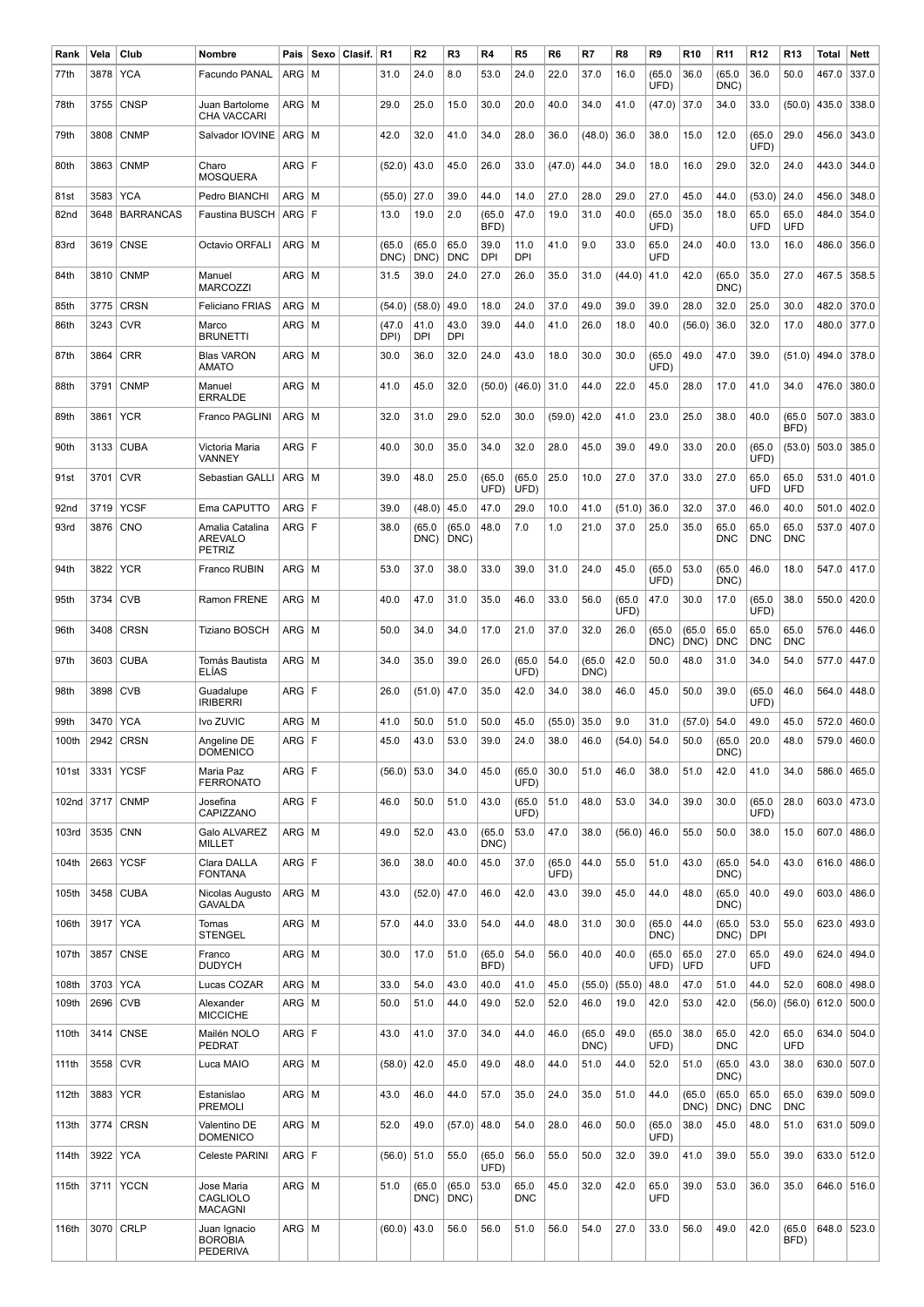| Rank | Vela | Club | Nombre | Pais | Sexo | Clasif. | R1 | R2 | R3 | R4 | R5 | R6 | R7 | R8 | R9 | R10 | R11 | R12 | R13 | Total | Nett |
|---|---|---|---|---|---|---|---|---|---|---|---|---|---|---|---|---|---|---|---|---|---|
| 77th | 3878 | YCA | Facundo PANAL | ARG | M | | 31.0 | 24.0 | 8.0 | 53.0 | 24.0 | 22.0 | 37.0 | 16.0 | (65.0 UFD) | 36.0 | (65.0 DNC) | 36.0 | 50.0 | 467.0 | 337.0 |
| 78th | 3755 | CNSP | Juan Bartolome CHA VACCARI | ARG | M | | 29.0 | 25.0 | 15.0 | 30.0 | 20.0 | 40.0 | 34.0 | 41.0 | (47.0) | 37.0 | 34.0 | 33.0 | (50.0) | 435.0 | 338.0 |
| 79th | 3808 | CNMP | Salvador IOVINE | ARG | M | | 42.0 | 32.0 | 41.0 | 34.0 | 28.0 | 36.0 | (48.0) | 36.0 | 38.0 | 15.0 | 12.0 | (65.0 UFD) | 29.0 | 456.0 | 343.0 |
| 80th | 3863 | CNMP | Charo MOSQUERA | ARG | F | | (52.0) | 43.0 | 45.0 | 26.0 | 33.0 | (47.0) | 44.0 | 34.0 | 18.0 | 16.0 | 29.0 | 32.0 | 24.0 | 443.0 | 344.0 |
| 81st | 3583 | YCA | Pedro BIANCHI | ARG | M | | (55.0) | 27.0 | 39.0 | 44.0 | 14.0 | 27.0 | 28.0 | 29.0 | 27.0 | 45.0 | 44.0 | (53.0) | 24.0 | 456.0 | 348.0 |
| 82nd | 3648 | BARRANCAS | Faustina BUSCH | ARG | F | | 13.0 | 19.0 | 2.0 | (65.0 BFD) | 47.0 | 19.0 | 31.0 | 40.0 | (65.0 UFD) | 35.0 | 18.0 | 65.0 UFD | 65.0 UFD | 484.0 | 354.0 |
| 83rd | 3619 | CNSE | Octavio ORFALI | ARG | M | | (65.0 DNC) | (65.0 DNC) | 65.0 DNC | 39.0 DPI | 11.0 DPI | 41.0 | 9.0 | 33.0 | 65.0 UFD | 24.0 | 40.0 | 13.0 | 16.0 | 486.0 | 356.0 |
| 84th | 3810 | CNMP | Manuel MARCOZZI | ARG | M | | 31.5 | 39.0 | 24.0 | 27.0 | 26.0 | 35.0 | 31.0 | (44.0) | 41.0 | 42.0 | (65.0 DNC) | 35.0 | 27.0 | 467.5 | 358.5 |
| 85th | 3775 | CRSN | Feliciano FRIAS | ARG | M | | (54.0) | (58.0) | 49.0 | 18.0 | 24.0 | 37.0 | 49.0 | 39.0 | 39.0 | 28.0 | 32.0 | 25.0 | 30.0 | 482.0 | 370.0 |
| 86th | 3243 | CVR | Marco BRUNETTI | ARG | M | | (47.0 DPI) | 41.0 DPI | 43.0 DPI | 39.0 | 44.0 | 41.0 | 26.0 | 18.0 | 40.0 | (56.0) | 36.0 | 32.0 | 17.0 | 480.0 | 377.0 |
| 87th | 3864 | CRR | Blas VARON AMATO | ARG | M | | 30.0 | 36.0 | 32.0 | 24.0 | 43.0 | 18.0 | 30.0 | 30.0 | (65.0 UFD) | 49.0 | 47.0 | 39.0 | (51.0) | 494.0 | 378.0 |
| 88th | 3791 | CNMP | Manuel ERRALDE | ARG | M | | 41.0 | 45.0 | 32.0 | (50.0) | (46.0) | 31.0 | 44.0 | 22.0 | 45.0 | 28.0 | 17.0 | 41.0 | 34.0 | 476.0 | 380.0 |
| 89th | 3861 | YCR | Franco PAGLINI | ARG | M | | 32.0 | 31.0 | 29.0 | 52.0 | 30.0 | (59.0) | 42.0 | 41.0 | 23.0 | 25.0 | 38.0 | 40.0 | (65.0 BFD) | 507.0 | 383.0 |
| 90th | 3133 | CUBA | Victoria Maria VANNEY | ARG | F | | 40.0 | 30.0 | 35.0 | 34.0 | 32.0 | 28.0 | 45.0 | 39.0 | 49.0 | 33.0 | 20.0 | (65.0 UFD) | (53.0) | 503.0 | 385.0 |
| 91st | 3701 | CVR | Sebastian GALLI | ARG | M | | 39.0 | 48.0 | 25.0 | (65.0 UFD) | (65.0 UFD) | 25.0 | 10.0 | 27.0 | 37.0 | 33.0 | 27.0 | 65.0 UFD | 65.0 UFD | 531.0 | 401.0 |
| 92nd | 3719 | YCSF | Ema CAPUTTO | ARG | F | | 39.0 | (48.0) | 45.0 | 47.0 | 29.0 | 10.0 | 41.0 | (51.0) | 36.0 | 32.0 | 37.0 | 46.0 | 40.0 | 501.0 | 402.0 |
| 93rd | 3876 | CNO | Amalia Catalina AREVALO PETRIZ | ARG | F | | 38.0 | (65.0 DNC) | (65.0 DNC) | 48.0 | 7.0 | 1.0 | 21.0 | 37.0 | 25.0 | 35.0 | 65.0 DNC | 65.0 DNC | 65.0 DNC | 537.0 | 407.0 |
| 94th | 3822 | YCR | Franco RUBIN | ARG | M | | 53.0 | 37.0 | 38.0 | 33.0 | 39.0 | 31.0 | 24.0 | 45.0 | (65.0 UFD) | 53.0 | (65.0 DNC) | 46.0 | 18.0 | 547.0 | 417.0 |
| 95th | 3734 | CVB | Ramon FRENE | ARG | M | | 40.0 | 47.0 | 31.0 | 35.0 | 46.0 | 33.0 | 56.0 | (65.0 UFD) | 47.0 | 30.0 | 17.0 | (65.0 UFD) | 38.0 | 550.0 | 420.0 |
| 96th | 3408 | CRSN | Tiziano BOSCH | ARG | M | | 50.0 | 34.0 | 34.0 | 17.0 | 21.0 | 37.0 | 32.0 | 26.0 | (65.0 DNC) | (65.0 DNC) | 65.0 DNC | 65.0 DNC | 65.0 DNC | 576.0 | 446.0 |
| 97th | 3603 | CUBA | Tomás Bautista ELÍAS | ARG | M | | 34.0 | 35.0 | 39.0 | 26.0 | (65.0 UFD) | 54.0 | (65.0 DNC) | 42.0 | 50.0 | 48.0 | 31.0 | 34.0 | 54.0 | 577.0 | 447.0 |
| 98th | 3898 | CVB | Guadalupe IRIBERRI | ARG | F | | 26.0 | (51.0) | 47.0 | 35.0 | 42.0 | 34.0 | 38.0 | 46.0 | 45.0 | 50.0 | 39.0 | (65.0 UFD) | 46.0 | 564.0 | 448.0 |
| 99th | 3470 | YCA | Ivo ZUVIC | ARG | M | | 41.0 | 50.0 | 51.0 | 50.0 | 45.0 | (55.0) | 35.0 | 9.0 | 31.0 | (57.0) | 54.0 | 49.0 | 45.0 | 572.0 | 460.0 |
| 100th | 2942 | CRSN | Angeline DE DOMENICO | ARG | F | | 45.0 | 43.0 | 53.0 | 39.0 | 24.0 | 38.0 | 46.0 | (54.0) | 54.0 | 50.0 | (65.0 DNC) | 20.0 | 48.0 | 579.0 | 460.0 |
| 101st | 3331 | YCSF | Maria Paz FERRONATO | ARG | F | | (56.0) | 53.0 | 34.0 | 45.0 | (65.0 UFD) | 30.0 | 51.0 | 46.0 | 38.0 | 51.0 | 42.0 | 41.0 | 34.0 | 586.0 | 465.0 |
| 102nd | 3717 | CNMP | Josefina CAPIZZANO | ARG | F | | 46.0 | 50.0 | 51.0 | 43.0 | (65.0 UFD) | 51.0 | 48.0 | 53.0 | 34.0 | 39.0 | 30.0 | (65.0 UFD) | 28.0 | 603.0 | 473.0 |
| 103rd | 3535 | CNN | Galo ALVAREZ MILLET | ARG | M | | 49.0 | 52.0 | 43.0 | (65.0 DNC) | 53.0 | 47.0 | 38.0 | (56.0) | 46.0 | 55.0 | 50.0 | 38.0 | 15.0 | 607.0 | 486.0 |
| 104th | 2663 | YCSF | Clara DALLA FONTANA | ARG | F | | 36.0 | 38.0 | 40.0 | 45.0 | 37.0 | (65.0 UFD) | 44.0 | 55.0 | 51.0 | 43.0 | (65.0 DNC) | 54.0 | 43.0 | 616.0 | 486.0 |
| 105th | 3458 | CUBA | Nicolas Augusto GAVALDA | ARG | M | | 43.0 | (52.0) | 47.0 | 46.0 | 42.0 | 43.0 | 39.0 | 45.0 | 44.0 | 48.0 | (65.0 DNC) | 40.0 | 49.0 | 603.0 | 486.0 |
| 106th | 3917 | YCA | Tomas STENGEL | ARG | M | | 57.0 | 44.0 | 33.0 | 54.0 | 44.0 | 48.0 | 31.0 | 30.0 | (65.0 DNC) | 44.0 | (65.0 DNC) | 53.0 DPI | 55.0 | 623.0 | 493.0 |
| 107th | 3857 | CNSE | Franco DUDYCH | ARG | M | | 30.0 | 17.0 | 51.0 | (65.0 BFD) | 54.0 | 56.0 | 40.0 | 40.0 | (65.0 UFD) | 65.0 UFD | 27.0 | 65.0 UFD | 49.0 | 624.0 | 494.0 |
| 108th | 3703 | YCA | Lucas COZAR | ARG | M | | 33.0 | 54.0 | 43.0 | 40.0 | 41.0 | 45.0 | (55.0) | (55.0) | 48.0 | 47.0 | 51.0 | 44.0 | 52.0 | 608.0 | 498.0 |
| 109th | 2696 | CVB | Alexander MICCICHE | ARG | M | | 50.0 | 51.0 | 44.0 | 49.0 | 52.0 | 52.0 | 46.0 | 19.0 | 42.0 | 53.0 | 42.0 | (56.0) | (56.0) | 612.0 | 500.0 |
| 110th | 3414 | CNSE | Mailén NOLO PEDRAT | ARG | F | | 43.0 | 41.0 | 37.0 | 34.0 | 44.0 | 46.0 | (65.0 DNC) | 49.0 | (65.0 UFD) | 38.0 | 65.0 DNC | 42.0 | 65.0 UFD | 634.0 | 504.0 |
| 111th | 3558 | CVR | Luca MAIO | ARG | M | | (58.0) | 42.0 | 45.0 | 49.0 | 48.0 | 44.0 | 51.0 | 44.0 | 52.0 | 51.0 | (65.0 DNC) | 43.0 | 38.0 | 630.0 | 507.0 |
| 112th | 3883 | YCR | Estanislao PREMOLI | ARG | M | | 43.0 | 46.0 | 44.0 | 57.0 | 35.0 | 24.0 | 35.0 | 51.0 | 44.0 | (65.0 DNC) | (65.0 DNC) | 65.0 DNC | 65.0 DNC | 639.0 | 509.0 |
| 113th | 3774 | CRSN | Valentino DE DOMENICO | ARG | M | | 52.0 | 49.0 | (57.0) | 48.0 | 54.0 | 28.0 | 46.0 | 50.0 | (65.0 UFD) | 38.0 | 45.0 | 48.0 | 51.0 | 631.0 | 509.0 |
| 114th | 3922 | YCA | Celeste PARINI | ARG | F | | (56.0) | 51.0 | 55.0 | (65.0 UFD) | 56.0 | 55.0 | 50.0 | 32.0 | 39.0 | 41.0 | 39.0 | 55.0 | 39.0 | 633.0 | 512.0 |
| 115th | 3711 | YCCN | Jose Maria CAGLIOLO MACAGNI | ARG | M | | 51.0 | (65.0 DNC) | (65.0 DNC) | 53.0 | 65.0 DNC | 45.0 | 32.0 | 42.0 | 65.0 UFD | 39.0 | 53.0 | 36.0 | 35.0 | 646.0 | 516.0 |
| 116th | 3070 | CRLP | Juan Ignacio BOROBIA PEDERIVA | ARG | M | | (60.0) | 43.0 | 56.0 | 56.0 | 51.0 | 56.0 | 54.0 | 27.0 | 33.0 | 56.0 | 49.0 | 42.0 | (65.0 BFD) | 648.0 | 523.0 |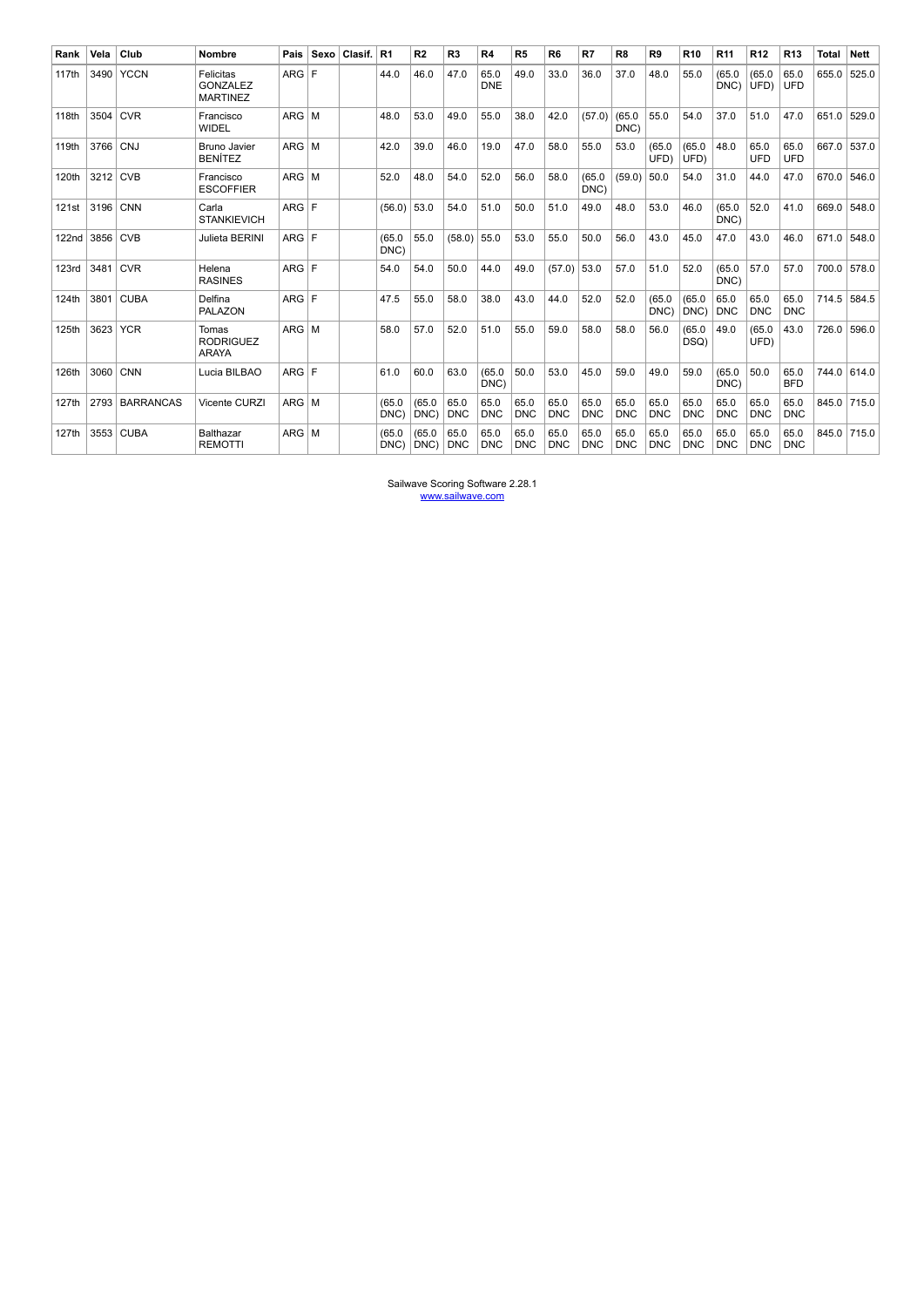| Rank | Vela | Club | Nombre | Pais | Sexo | Clasif. | R1 | R2 | R3 | R4 | R5 | R6 | R7 | R8 | R9 | R10 | R11 | R12 | R13 | Total | Nett |
|---|---|---|---|---|---|---|---|---|---|---|---|---|---|---|---|---|---|---|---|---|---|
| 117th | 3490 | YCCN | Felicitas GONZALEZ MARTINEZ | ARG | F | | 44.0 | 46.0 | 47.0 | 65.0 DNE | 49.0 | 33.0 | 36.0 | 37.0 | 48.0 | 55.0 | (65.0 DNC) | (65.0 UFD) | 65.0 UFD | 655.0 | 525.0 |
| 118th | 3504 | CVR | Francisco WIDEL | ARG | M | | 48.0 | 53.0 | 49.0 | 55.0 | 38.0 | 42.0 | (57.0) | (65.0 DNC) | 55.0 | 54.0 | 37.0 | 51.0 | 47.0 | 651.0 | 529.0 |
| 119th | 3766 | CNJ | Bruno Javier BENÍTEZ | ARG | M | | 42.0 | 39.0 | 46.0 | 19.0 | 47.0 | 58.0 | 55.0 | 53.0 | (65.0 UFD) | (65.0 UFD) | 48.0 | 65.0 UFD | 65.0 UFD | 667.0 | 537.0 |
| 120th | 3212 | CVB | Francisco ESCOFFIER | ARG | M | | 52.0 | 48.0 | 54.0 | 52.0 | 56.0 | 58.0 | (65.0 DNC) | (59.0) | 50.0 | 54.0 | 31.0 | 44.0 | 47.0 | 670.0 | 546.0 |
| 121st | 3196 | CNN | Carla STANKIEVICH | ARG | F | | (56.0) | 53.0 | 54.0 | 51.0 | 50.0 | 51.0 | 49.0 | 48.0 | 53.0 | 46.0 | (65.0 DNC) | 52.0 | 41.0 | 669.0 | 548.0 |
| 122nd | 3856 | CVB | Julieta BERINI | ARG | F | | (65.0 DNC) | 55.0 | (58.0) | 55.0 | 53.0 | 55.0 | 50.0 | 56.0 | 43.0 | 45.0 | 47.0 | 43.0 | 46.0 | 671.0 | 548.0 |
| 123rd | 3481 | CVR | Helena RASINES | ARG | F | | 54.0 | 54.0 | 50.0 | 44.0 | 49.0 | (57.0) | 53.0 | 57.0 | 51.0 | 52.0 | (65.0 DNC) | 57.0 | 57.0 | 700.0 | 578.0 |
| 124th | 3801 | CUBA | Delfina PALAZON | ARG | F | | 47.5 | 55.0 | 58.0 | 38.0 | 43.0 | 44.0 | 52.0 | 52.0 | (65.0 DNC) | (65.0 DNC) | 65.0 DNC | 65.0 DNC | 65.0 DNC | 714.5 | 584.5 |
| 125th | 3623 | YCR | Tomas RODRIGUEZ ARAYA | ARG | M | | 58.0 | 57.0 | 52.0 | 51.0 | 55.0 | 59.0 | 58.0 | 58.0 | 56.0 | (65.0 DSQ) | 49.0 | (65.0 UFD) | 43.0 | 726.0 | 596.0 |
| 126th | 3060 | CNN | Lucia BILBAO | ARG | F | | 61.0 | 60.0 | 63.0 | (65.0 DNC) | 50.0 | 53.0 | 45.0 | 59.0 | 49.0 | 59.0 | (65.0 DNC) | 50.0 | 65.0 BFD | 744.0 | 614.0 |
| 127th | 2793 | BARRANCAS | Vicente CURZI | ARG | M | | (65.0 DNC) | (65.0 DNC) | 65.0 DNC | 65.0 DNC | 65.0 DNC | 65.0 DNC | 65.0 DNC | 65.0 DNC | 65.0 DNC | 65.0 DNC | 65.0 DNC | 65.0 DNC | 65.0 DNC | 845.0 | 715.0 |
| 127th | 3553 | CUBA | Balthazar REMOTTI | ARG | M | | (65.0 DNC) | (65.0 DNC) | 65.0 DNC | 65.0 DNC | 65.0 DNC | 65.0 DNC | 65.0 DNC | 65.0 DNC | 65.0 DNC | 65.0 DNC | 65.0 DNC | 65.0 DNC | 65.0 DNC | 845.0 | 715.0 |

Sailwave Scoring Software 2.28.1
www.sailwave.com